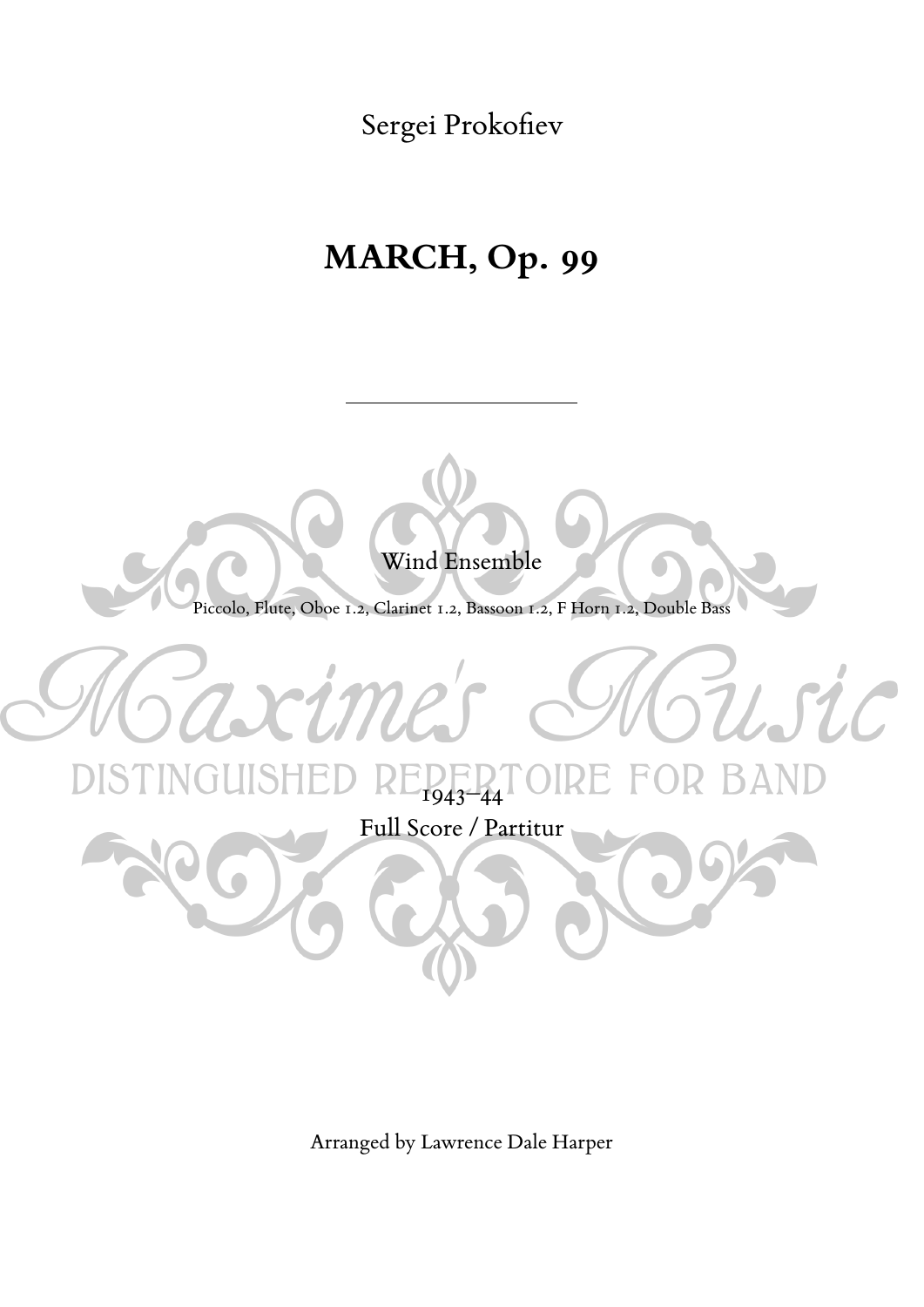Sergei Prokofiev

# MARCH, Op. 99

---

Wind Ensemble

Piccolo, Flute, Oboe 1.2, Clarinet 1.2, Bassoon 1.2, F Horn 1.2, Double Bass

Maxime's Music

DISTINGUISHED REPERTOIRE FOR BAND

1943–44

Full Score / Partitur

Arranged by Lawrence Dale Harper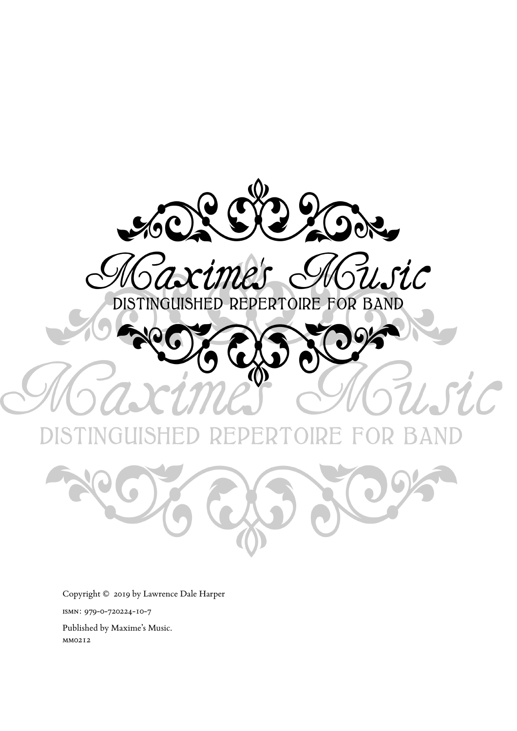# Maxime's Music

DISTINGUISHED REPERTOIRE FOR BAND

Copyright © 2019 by Lawrence Dale Harper

ISMN: 979-0-720224-10-7

Published by Maxime's Music.
MM0212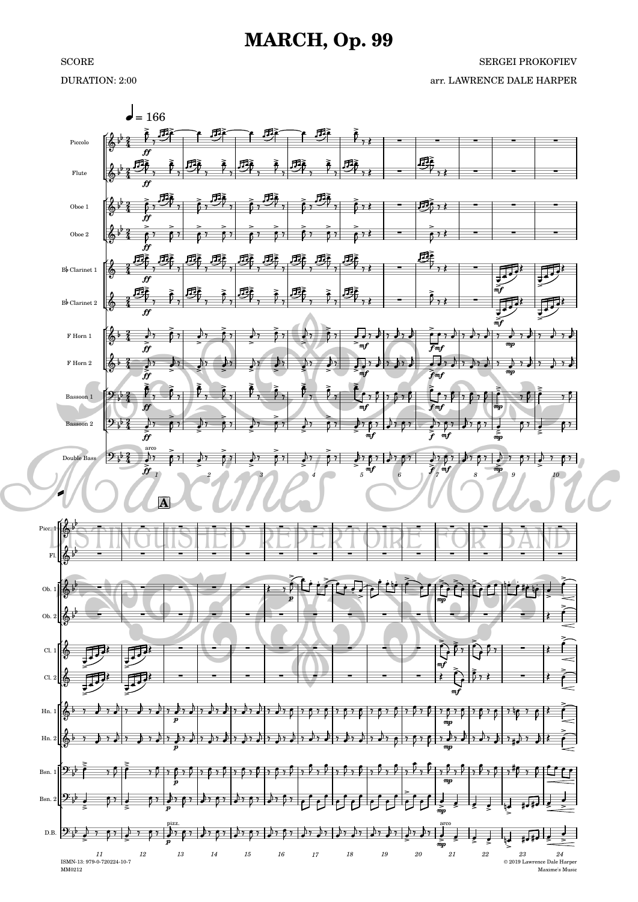# MARCH, Op. 99

SCORE

DURATION: 2:00

SERGEI PROKOFIEV

arr. LAWRENCE DALE HARPER

ISMN-13: 979-0-720224-10-7

MM0212

© 2019 Lawrence Dale Harper

Maxime's Music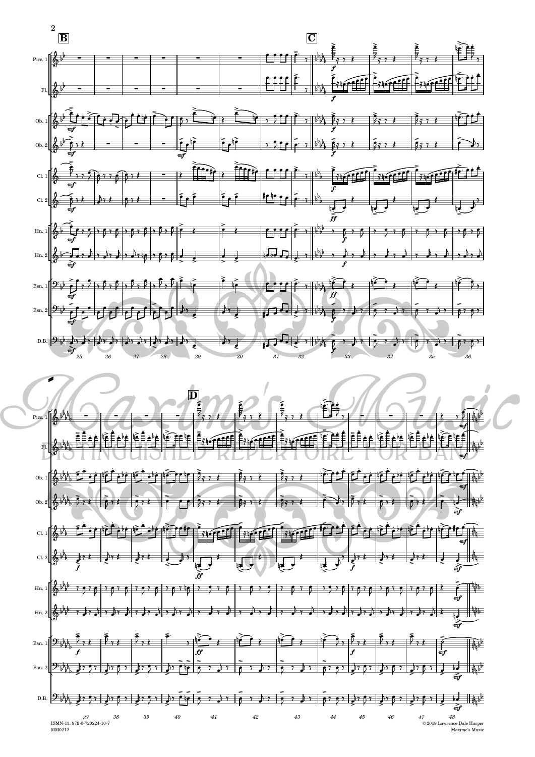ISMN-13: 979-0-720224-10-7
MM0212

© 2019 Lawrence Dale Harper
Maxime's Music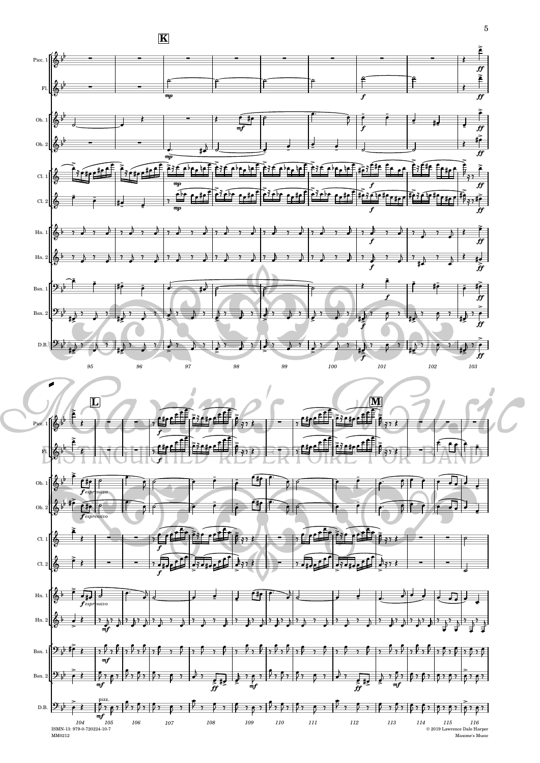ISMN-13: 979-0-720224-10-7
MM0212

© 2019 Lawrence Dale Harper
Maxime's Music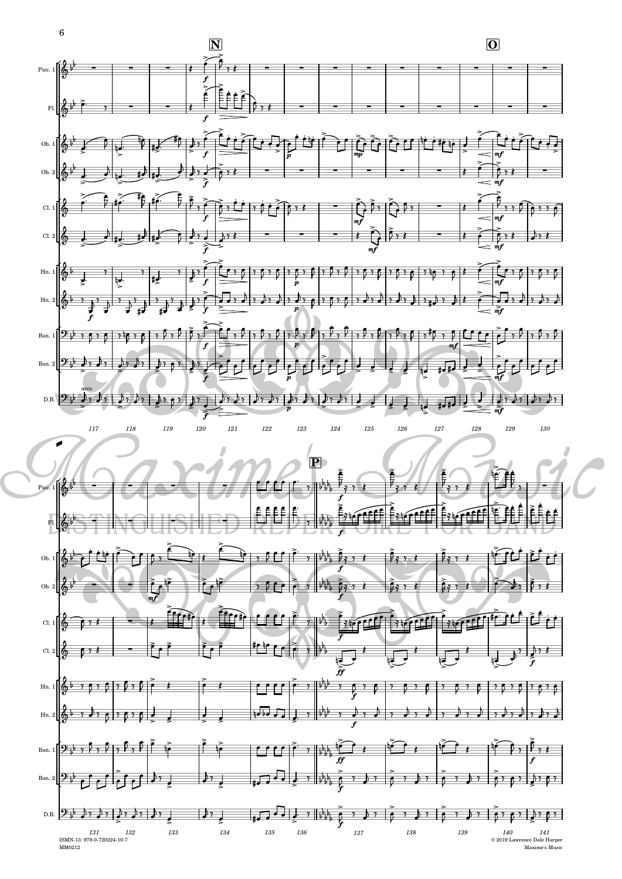ISMN-13: 979-0-720224-10-7

MM0212

© 2019 Lawrence Dale Harper

Maxime's Music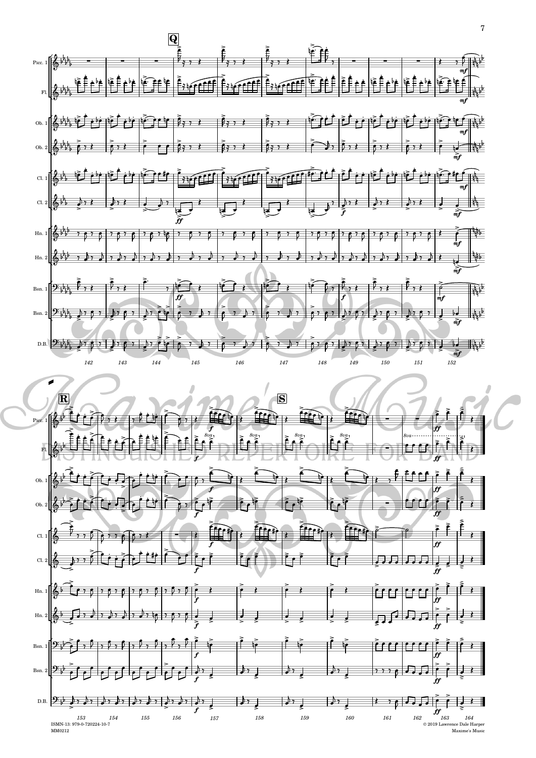ISMN-13: 979-0-720224-10-7
MM0212

© 2019 Lawrence Dale Harper
Maxime's Music